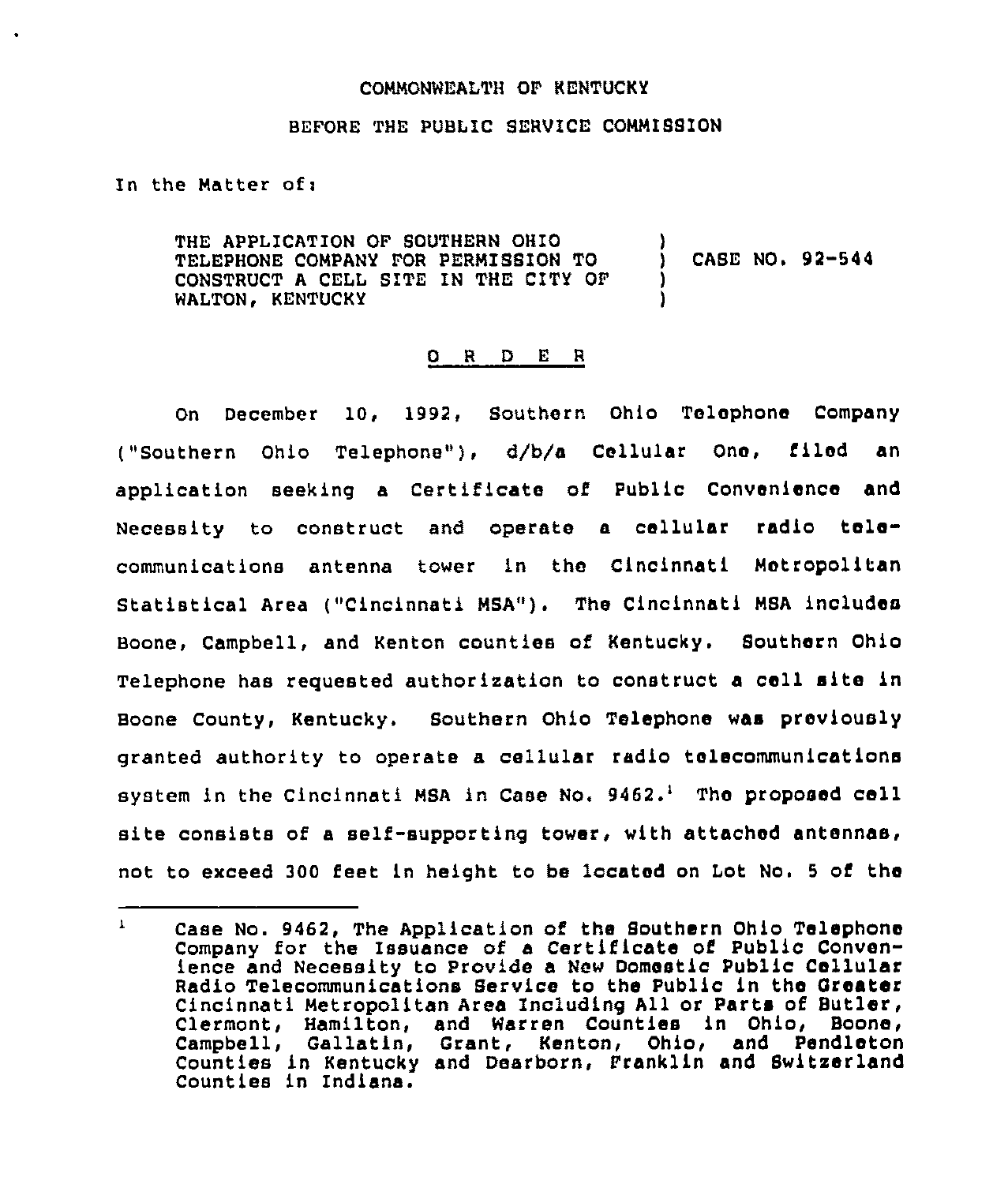COMMONWEALTH OF KENTUCKY

BEFORE THE PUBLIC SERVICE COMMISSION

In the Matter of:

THE APPLICATION OF SOUTHERN OHIO TELEPHONE COMPANY FOR PERMISSION TO CONSTRUCT A CELL SITE IN THE CITY OF WALTON, KENTUCKY ) CASE NO. 92-544

O R D E R

On December 10, 1992, Southern Ohio Telephone Company ("Southern Ohio Telephone"), d/b/a Cellular One, filed an application seeking a Certificate of Public Convenience and Necessity to construct and operate a cellular radio telecommunications antenna tower in the Cincinnati Metropolitan Statistical Area ("Cincinnati MSA"). The Cincinnati MSA includes Boone, Campbell, and Kenton counties of Kentucky. Southern Ohio Telephone has requested authorization to construct a cell site in Boone County, Kentucky. Southern Ohio Telephone was previously granted authority to operate a cellular radio telecommunications system in the Cincinnati MSA in Case No. 9462.[1] The proposed cell site consists of a self-supporting tower, with attached antennas, not to exceed 300 feet in height to be located on Lot No. 5 of the

---

[1] Case No. 9462, The Application of the Southern Ohio Telephone Company for the Issuance of a Certificate of Public Convenience and Necessity to Provide a New Domestic Public Cellular Radio Telecommunications Service to the Public in the Greater Cincinnati Metropolitan Area Including All or Parts of Butler, Clermont, Hamilton, and Warren Counties in Ohio, Boone, Campbell, Gallatin, Grant, Kenton, Ohio, and Pendleton Counties in Kentucky and Dearborn, Franklin and Switzerland Counties in Indiana.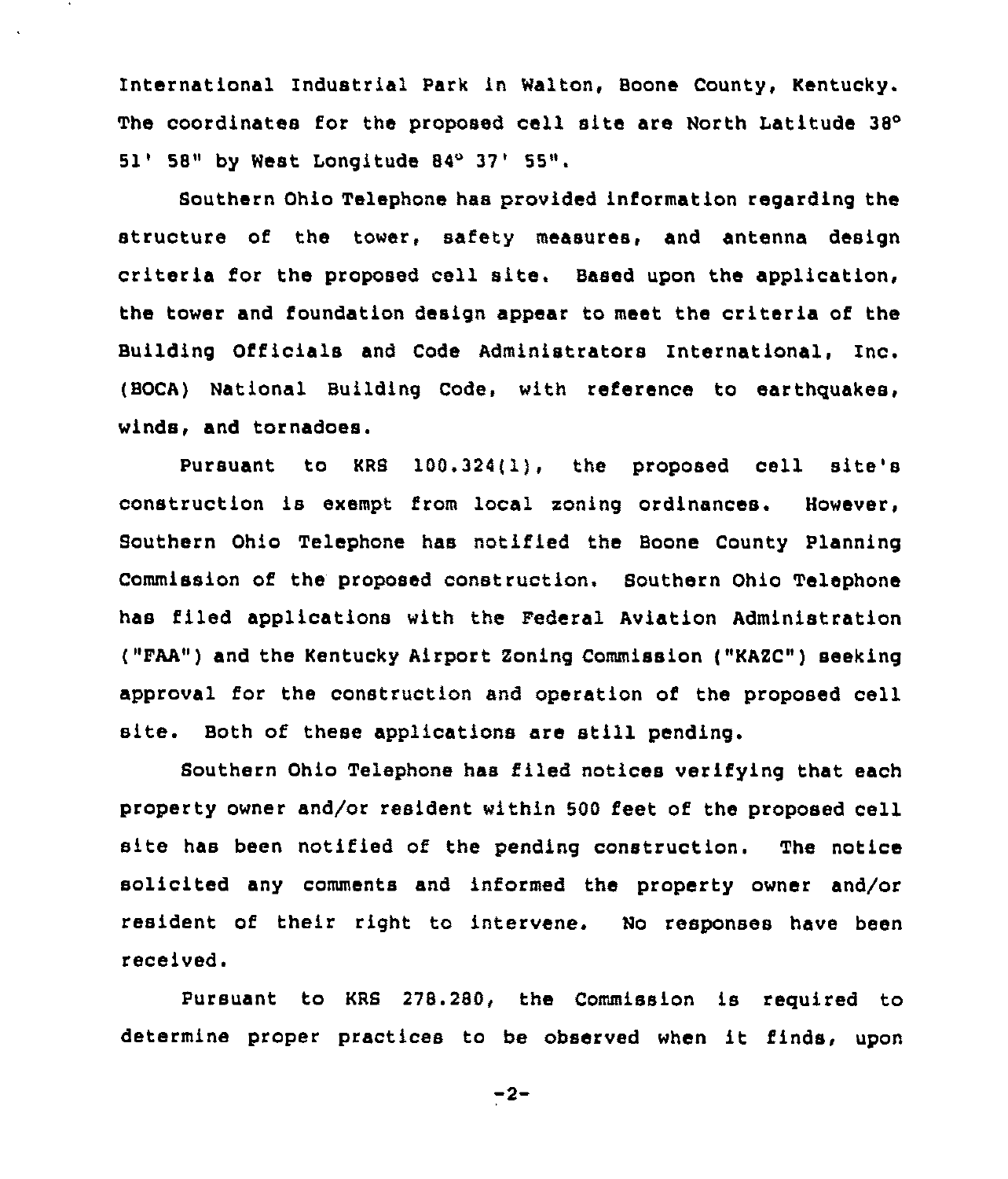International Industrial Park in Walton, Boone County, Kentucky. The coordinates for the proposed cell site are North Latitude 38° 51' 58" by West Longitude 84° 37' 55".

Southern Ohio Telephone has provided information regarding the structure of the tower, safety measures, and antenna design criteria for the proposed cell site. Based upon the application, the tower and foundation design appear to meet the criteria of the Building Officials and Code Administrators International, Inc. (BOCA) National Building Code, with reference to earthquakes, winds, and tornadoes.

Pursuant to KRS 100.324(1), the proposed cell site's construction is exempt from local zoning ordinances. However, Southern Ohio Telephone has notified the Boone County Planning Commission of the proposed construction. Southern Ohio Telephone has filed applications with the Federal Aviation Administration ("FAA") and the Kentucky Airport Zoning Commission ("KAZC") seeking approval for the construction and operation of the proposed cell site. Both of these applications are still pending.

Southern Ohio Telephone has filed notices verifying that each property owner and/or resident within 500 feet of the proposed cell site has been notified of the pending construction. The notice solicited any comments and informed the property owner and/or resident of their right to intervene. No responses have been received.

Pursuant to KRS 278.280, the Commission is required to determine proper practices to be observed when it finds, upon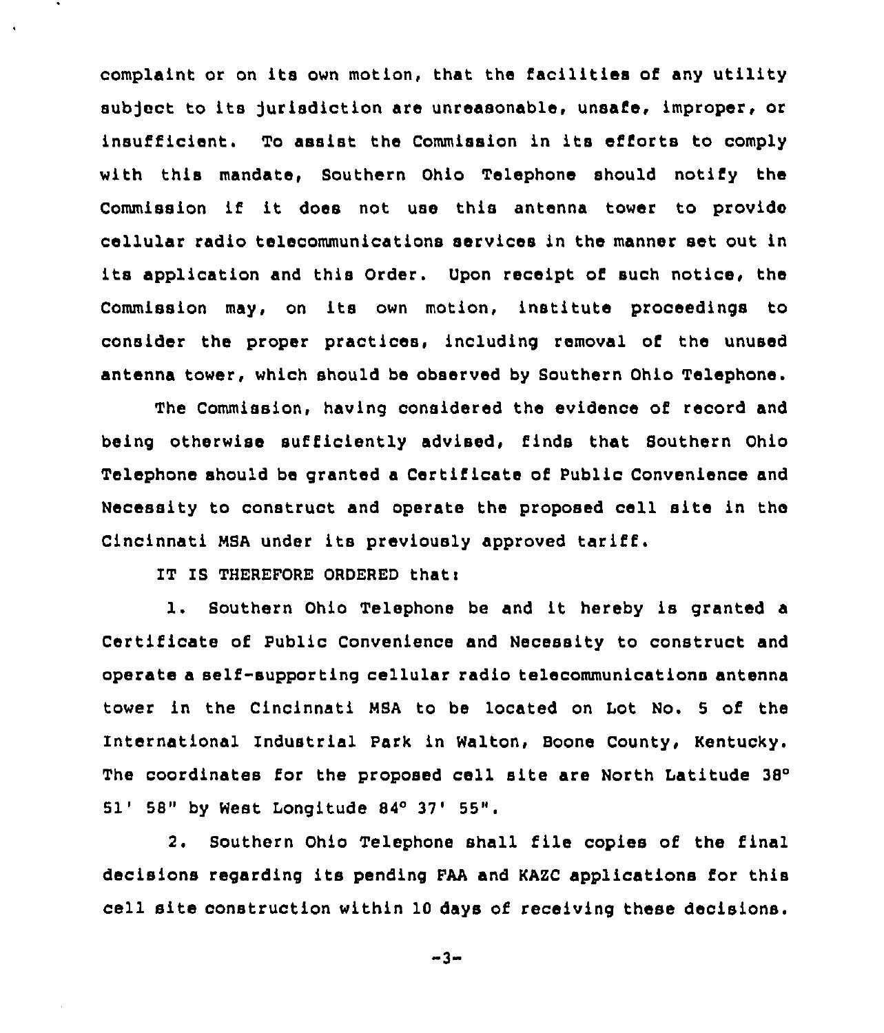complaint or on its own motion, that the facilities of any utility subject to its jurisdiction are unreasonable, unsafe, improper, or insufficient. To assist the Commission in its efforts to comply with this mandate, Southern Ohio Telephone should notify the Commission if it does not use this antenna tower to provide cellular radio telecommunications services in the manner set out in its application and this Order. Upon receipt of such notice, the Commission may, on its own motion, institute proceedings to consider the proper practices, including removal of the unused antenna tower, which should be observed by Southern Ohio Telephone.

The Commission, having considered the evidence of record and being otherwise sufficiently advised, finds that Southern Ohio Telephone should be granted a Certificate of Public Convenience and Necessity to construct and operate the proposed cell site in the Cincinnati MSA under its previously approved tariff.

IT IS THEREFORE ORDERED that:

1. Southern Ohio Telephone be and it hereby is granted a Certificate of Public Convenience and Necessity to construct and operate a self-supporting cellular radio telecommunications antenna tower in the Cincinnati MSA to be located on Lot No. 5 of the International Industrial Park in Walton, Boone County, Kentucky. The coordinates for the proposed cell site are North Latitude 38° 51' 58" by West Longitude 84° 37' 55".

2. Southern Ohio Telephone shall file copies of the final decisions regarding its pending FAA and KAZC applications for this cell site construction within 10 days of receiving these decisions.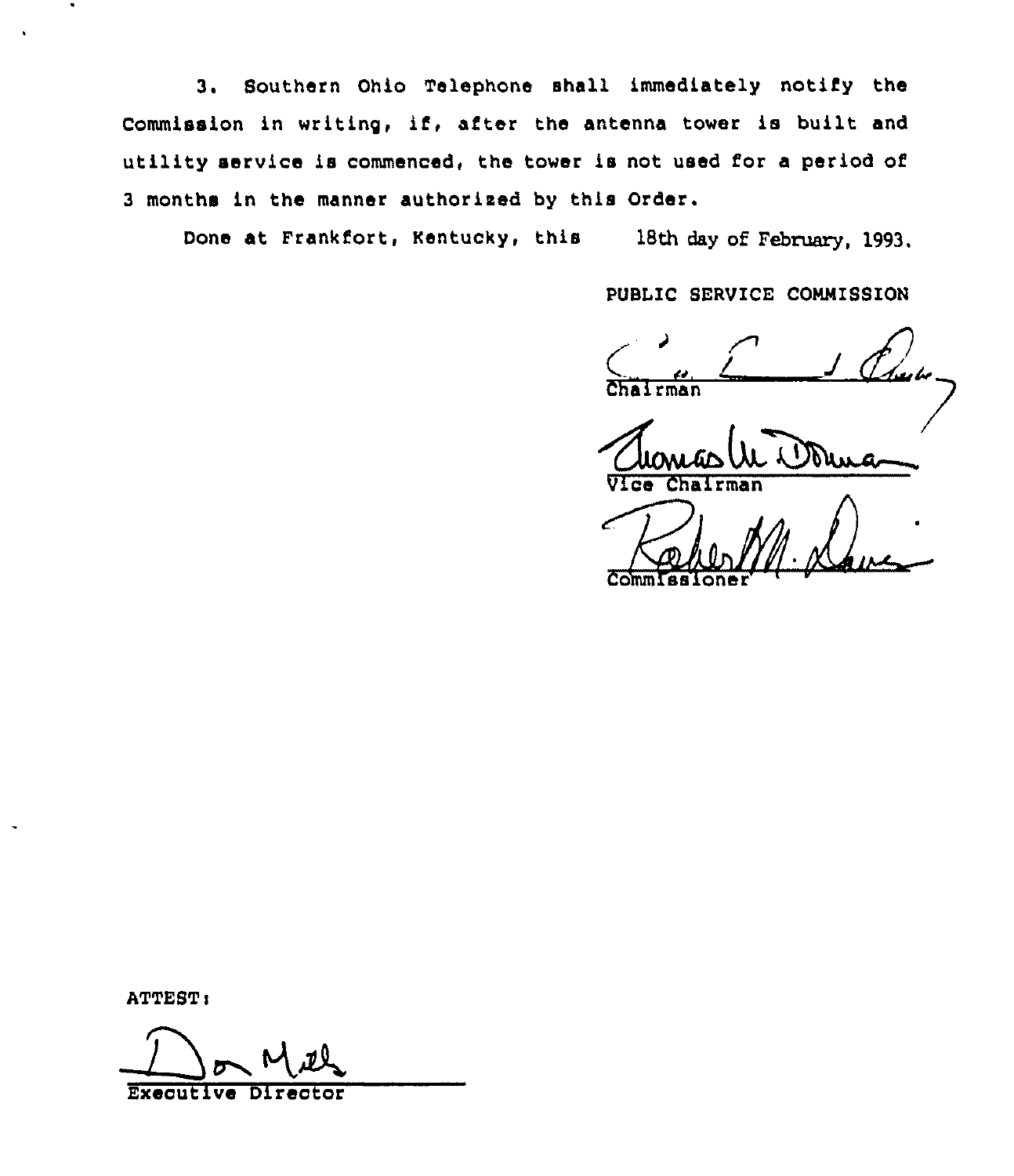3. Southern Ohio Telephone shall immediately notify the Commission in writing, if, after the antenna tower is built and utility service is commenced, the tower is not used for a period of 3 months in the manner authorized by this Order.

Done at Frankfort, Kentucky, this 18th day of February, 1993.

PUBLIC SERVICE COMMISSION

Chairman

Vice Chairman

Commissioner

ATTEST:

Executive Director